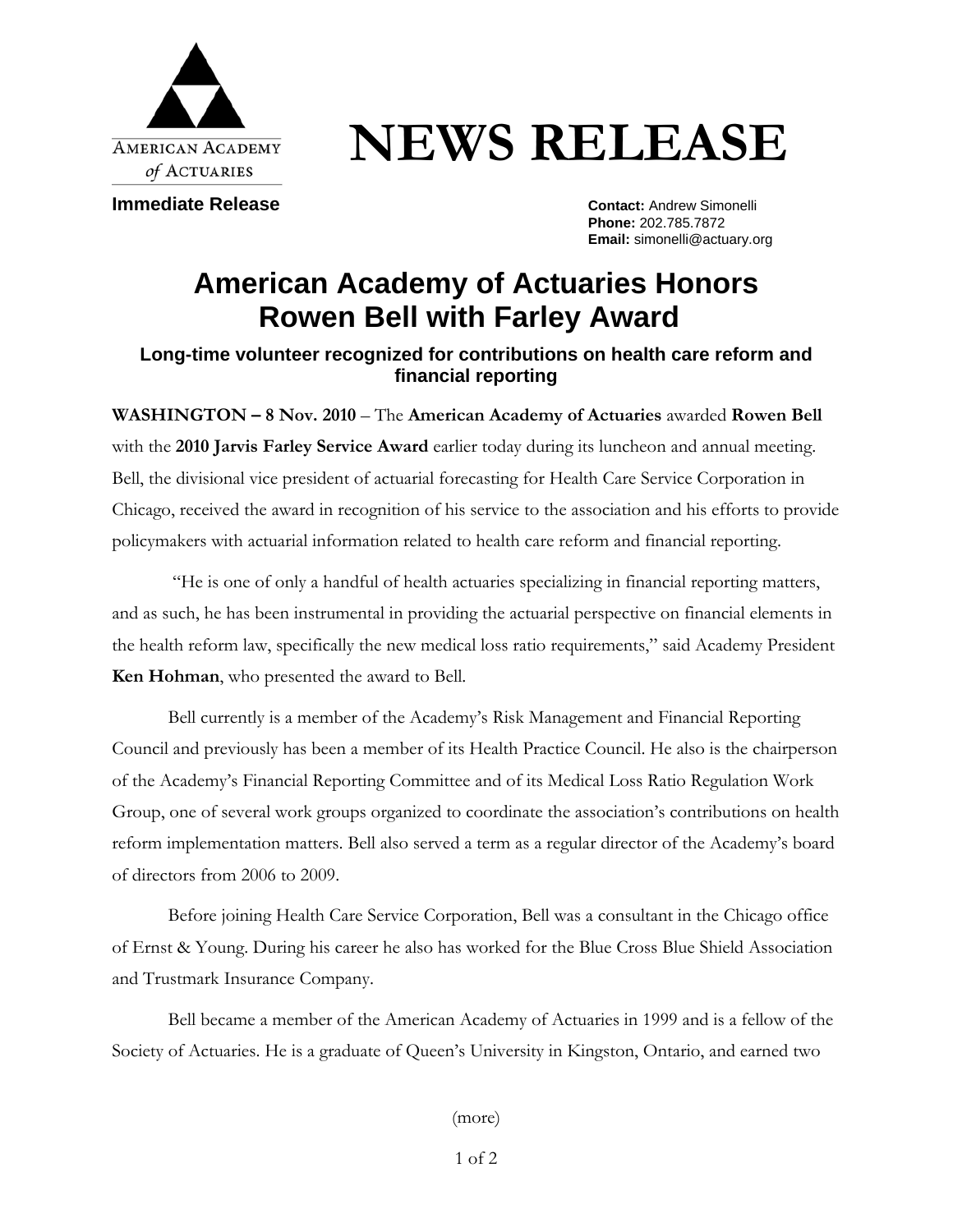AMERICAN ACADEMY *of* ACTUARIES

# NEWS RELEASE

**Immediate Release**

**Contact:** Andrew Simonelli
**Phone:** 202.785.7872
**Email:** simonelli@actuary.org

## American Academy of Actuaries Honors Rowen Bell with Farley Award

### Long-time volunteer recognized for contributions on health care reform and financial reporting

**WASHINGTON – 8 Nov. 2010** – The **American Academy of Actuaries** awarded **Rowen Bell** with the **2010 Jarvis Farley Service Award** earlier today during its luncheon and annual meeting. Bell, the divisional vice president of actuarial forecasting for Health Care Service Corporation in Chicago, received the award in recognition of his service to the association and his efforts to provide policymakers with actuarial information related to health care reform and financial reporting.

"He is one of only a handful of health actuaries specializing in financial reporting matters, and as such, he has been instrumental in providing the actuarial perspective on financial elements in the health reform law, specifically the new medical loss ratio requirements," said Academy President **Ken Hohman**, who presented the award to Bell.

Bell currently is a member of the Academy's Risk Management and Financial Reporting Council and previously has been a member of its Health Practice Council. He also is the chairperson of the Academy's Financial Reporting Committee and of its Medical Loss Ratio Regulation Work Group, one of several work groups organized to coordinate the association's contributions on health reform implementation matters. Bell also served a term as a regular director of the Academy's board of directors from 2006 to 2009.

Before joining Health Care Service Corporation, Bell was a consultant in the Chicago office of Ernst & Young. During his career he also has worked for the Blue Cross Blue Shield Association and Trustmark Insurance Company.

Bell became a member of the American Academy of Actuaries in 1999 and is a fellow of the Society of Actuaries. He is a graduate of Queen's University in Kingston, Ontario, and earned two

(more)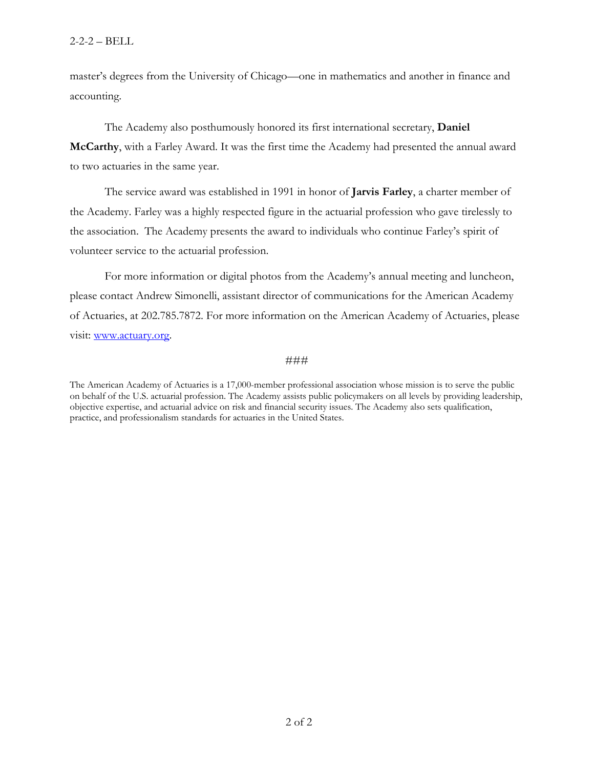master's degrees from the University of Chicago—one in mathematics and another in finance and accounting.

The Academy also posthumously honored its first international secretary, **Daniel McCarthy**, with a Farley Award. It was the first time the Academy had presented the annual award to two actuaries in the same year.

The service award was established in 1991 in honor of **Jarvis Farley**, a charter member of the Academy. Farley was a highly respected figure in the actuarial profession who gave tirelessly to the association. The Academy presents the award to individuals who continue Farley's spirit of volunteer service to the actuarial profession.

For more information or digital photos from the Academy's annual meeting and luncheon, please contact Andrew Simonelli, assistant director of communications for the American Academy of Actuaries, at 202.785.7872. For more information on the American Academy of Actuaries, please visit: [www.actuary.org](http://www.actuary.org).

###

The American Academy of Actuaries is a 17,000-member professional association whose mission is to serve the public on behalf of the U.S. actuarial profession. The Academy assists public policymakers on all levels by providing leadership, objective expertise, and actuarial advice on risk and financial security issues. The Academy also sets qualification, practice, and professionalism standards for actuaries in the United States.